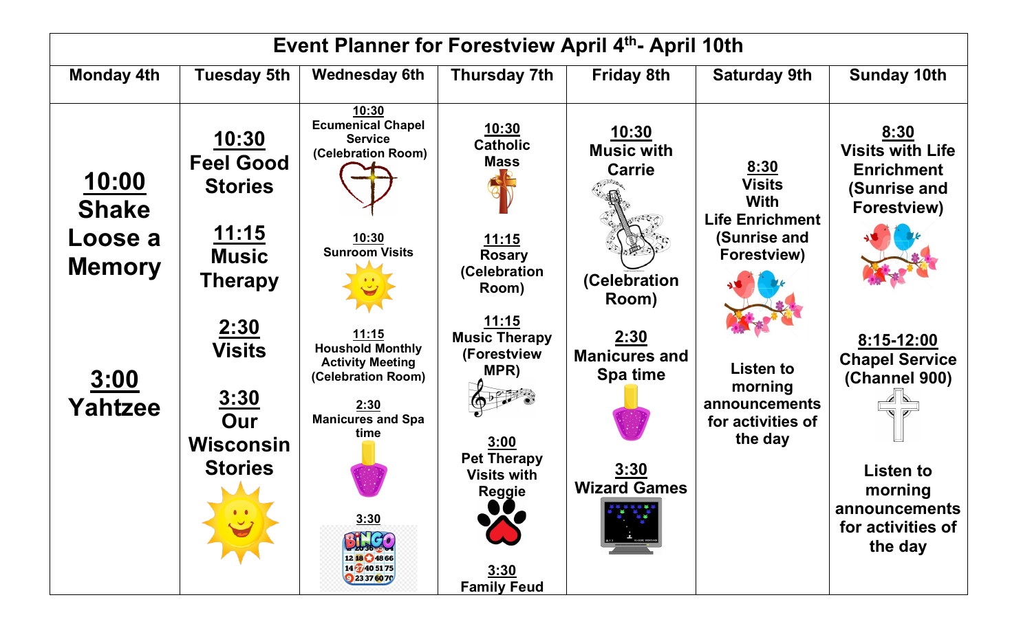| Event Planner for Forestview April 4th- April 10th | | | | | | |
|---|---|---|---|---|---|---|
| **Monday 4th** | **Tuesday 5th** | **Wednesday 6th** | **Thursday 7th** | **Friday 8th** | **Saturday 9th** | **Sunday 10th** |
| **10:00** Shake Loose a Memory<br><br>**3:00** Yahtzee | **10:30** Feel Good Stories<br><br>**11:15** Music Therapy<br><br>**2:30** Visits<br><br>**3:30** Our Wisconsin Stories | **10:30** Ecumenical Chapel Service (Celebration Room)<br><br>**10:30** Sunroom Visits<br><br>**11:15** Houshold Monthly Activity Meeting (Celebration Room)<br><br>**2:30** Manicures and Spa time<br><br>**3:30** BINGO | **10:30** Catholic Mass<br><br>**11:15** Rosary (Celebration Room)<br><br>**11:15** Music Therapy (Forestview MPR)<br><br>**3:00** Pet Therapy Visits with Reggie<br><br>**3:30** Family Feud | **10:30** Music with Carrie (Celebration Room)<br><br>**2:30** Manicures and Spa time<br><br>**3:30** Wizard Games | **8:30** Visits With Life Enrichment (Sunrise and Forestview)<br><br>Listen to morning announcements for activities of the day | **8:30** Visits with Life Enrichment (Sunrise and Forestview)<br><br>**8:15-12:00** Chapel Service (Channel 900)<br><br>Listen to morning announcements for activities of the day |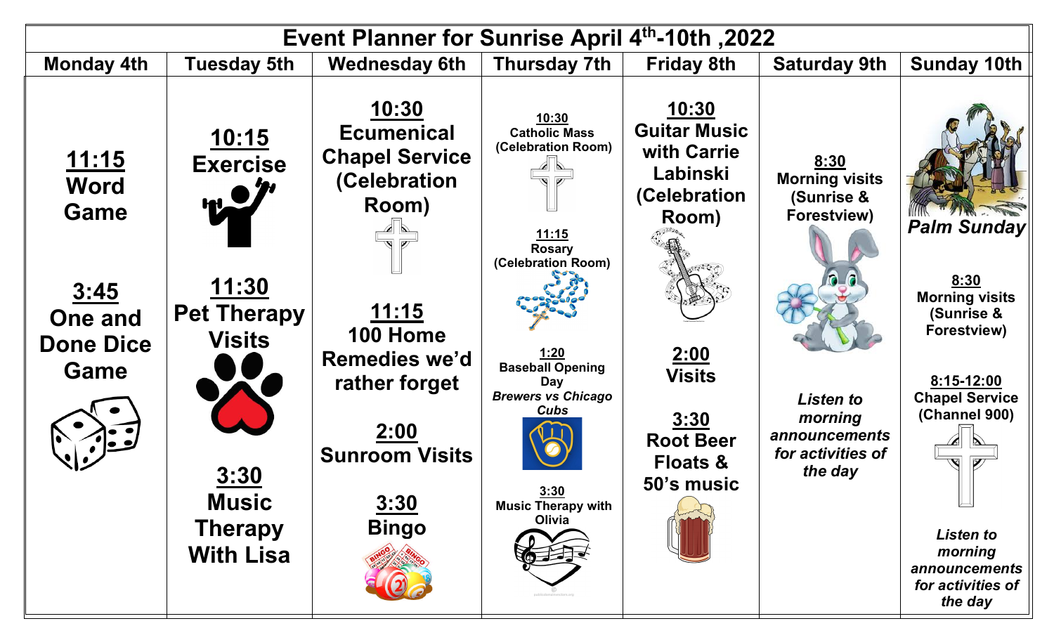# Event Planner for Sunrise April 4th-10th ,2022

| Monday 4th | Tuesday 5th | Wednesday 6th | Thursday 7th | Friday 8th | Saturday 9th | Sunday 10th |
|---|---|---|---|---|---|---|
| **11:15** Word Game<br><br>**3:45** One and Done Dice Game | **10:15** Exercise<br><br>**11:30** Pet Therapy Visits<br><br>**3:30** Music Therapy With Lisa | **10:30** Ecumenical Chapel Service (Celebration Room)<br><br>**11:15** 100 Home Remedies we'd rather forget<br><br>**2:00** Sunroom Visits<br><br>**3:30** Bingo | **10:30** Catholic Mass (Celebration Room)<br><br>**11:15** Rosary (Celebration Room)<br><br>**1:20** Baseball Opening Day *Brewers vs Chicago Cubs*<br><br>**3:30** Music Therapy with Olivia | **10:30** Guitar Music with Carrie Labinski (Celebration Room)<br><br>**2:00** Visits<br><br>**3:30** Root Beer Floats & 50's music | **8:30** Morning visits (Sunrise & Forestview)<br><br>*Listen to morning announcements for activities of the day* | *Palm Sunday*<br><br>**8:30** Morning visits (Sunrise & Forestview)<br><br>**8:15-12:00** Chapel Service (Channel 900)<br><br>*Listen to morning announcements for activities of the day* |